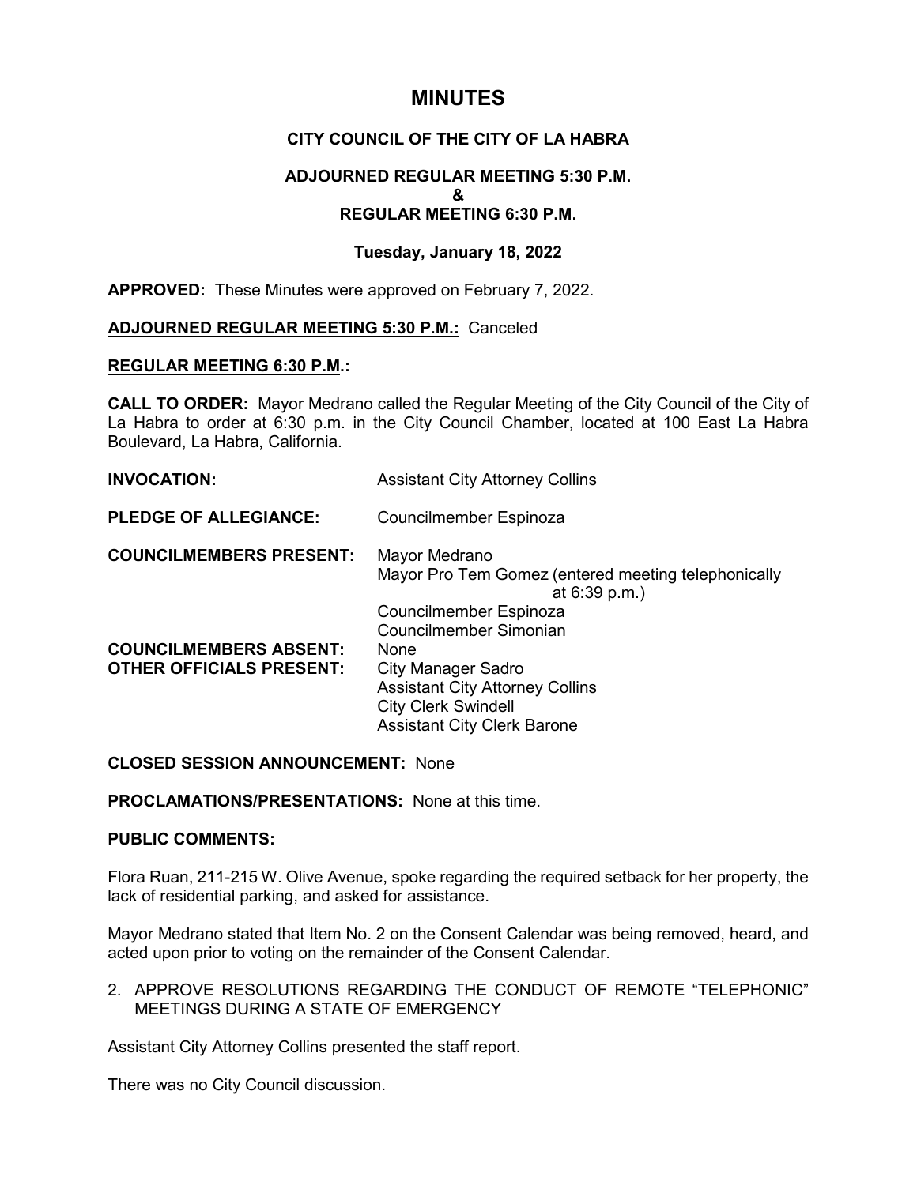# MINUTES

## CITY COUNCIL OF THE CITY OF LA HABRA

### ADJOURNED REGULAR MEETING 5:30 P.M.
### &
### REGULAR MEETING 6:30 P.M.

### Tuesday, January 18, 2022

**APPROVED:** These Minutes were approved on February 7, 2022.

**ADJOURNED REGULAR MEETING 5:30 P.M.:** Canceled

**REGULAR MEETING 6:30 P.M.:**

**CALL TO ORDER:** Mayor Medrano called the Regular Meeting of the City Council of the City of La Habra to order at 6:30 p.m. in the City Council Chamber, located at 100 East La Habra Boulevard, La Habra, California.

**INVOCATION:** Assistant City Attorney Collins

**PLEDGE OF ALLEGIANCE:** Councilmember Espinoza

**COUNCILMEMBERS PRESENT:** Mayor Medrano
Mayor Pro Tem Gomez (entered meeting telephonically at 6:39 p.m.)
Councilmember Espinoza
Councilmember Simonian

**COUNCILMEMBERS ABSENT:** None

**OTHER OFFICIALS PRESENT:** City Manager Sadro
Assistant City Attorney Collins
City Clerk Swindell
Assistant City Clerk Barone

**CLOSED SESSION ANNOUNCEMENT:** None

**PROCLAMATIONS/PRESENTATIONS:** None at this time.

**PUBLIC COMMENTS:**

Flora Ruan, 211-215 W. Olive Avenue, spoke regarding the required setback for her property, the lack of residential parking, and asked for assistance.

Mayor Medrano stated that Item No. 2 on the Consent Calendar was being removed, heard, and acted upon prior to voting on the remainder of the Consent Calendar.

2. APPROVE RESOLUTIONS REGARDING THE CONDUCT OF REMOTE "TELEPHONIC" MEETINGS DURING A STATE OF EMERGENCY

Assistant City Attorney Collins presented the staff report.

There was no City Council discussion.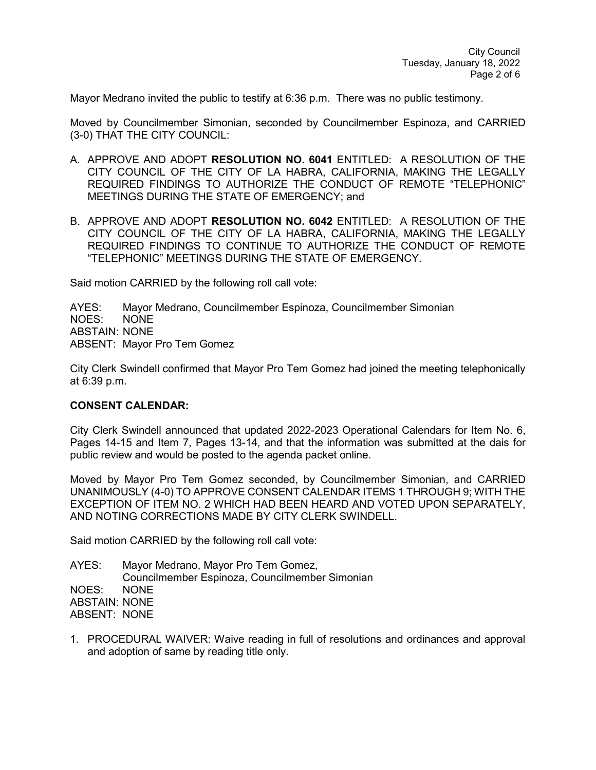Mayor Medrano invited the public to testify at 6:36 p.m. There was no public testimony.

Moved by Councilmember Simonian, seconded by Councilmember Espinoza, and CARRIED (3-0) THAT THE CITY COUNCIL:

A. APPROVE AND ADOPT **RESOLUTION NO. 6041** ENTITLED: A RESOLUTION OF THE CITY COUNCIL OF THE CITY OF LA HABRA, CALIFORNIA, MAKING THE LEGALLY REQUIRED FINDINGS TO AUTHORIZE THE CONDUCT OF REMOTE "TELEPHONIC" MEETINGS DURING THE STATE OF EMERGENCY; and

B. APPROVE AND ADOPT **RESOLUTION NO. 6042** ENTITLED: A RESOLUTION OF THE CITY COUNCIL OF THE CITY OF LA HABRA, CALIFORNIA, MAKING THE LEGALLY REQUIRED FINDINGS TO CONTINUE TO AUTHORIZE THE CONDUCT OF REMOTE "TELEPHONIC" MEETINGS DURING THE STATE OF EMERGENCY.

Said motion CARRIED by the following roll call vote:

AYES: Mayor Medrano, Councilmember Espinoza, Councilmember Simonian
NOES: NONE
ABSTAIN: NONE
ABSENT: Mayor Pro Tem Gomez

City Clerk Swindell confirmed that Mayor Pro Tem Gomez had joined the meeting telephonically at 6:39 p.m.

**CONSENT CALENDAR:**

City Clerk Swindell announced that updated 2022-2023 Operational Calendars for Item No. 6, Pages 14-15 and Item 7, Pages 13-14, and that the information was submitted at the dais for public review and would be posted to the agenda packet online.

Moved by Mayor Pro Tem Gomez seconded, by Councilmember Simonian, and CARRIED UNANIMOUSLY (4-0) TO APPROVE CONSENT CALENDAR ITEMS 1 THROUGH 9; WITH THE EXCEPTION OF ITEM NO. 2 WHICH HAD BEEN HEARD AND VOTED UPON SEPARATELY, AND NOTING CORRECTIONS MADE BY CITY CLERK SWINDELL.

Said motion CARRIED by the following roll call vote:

AYES: Mayor Medrano, Mayor Pro Tem Gomez,
Councilmember Espinoza, Councilmember Simonian
NOES: NONE
ABSTAIN: NONE
ABSENT: NONE

1. PROCEDURAL WAIVER: Waive reading in full of resolutions and ordinances and approval and adoption of same by reading title only.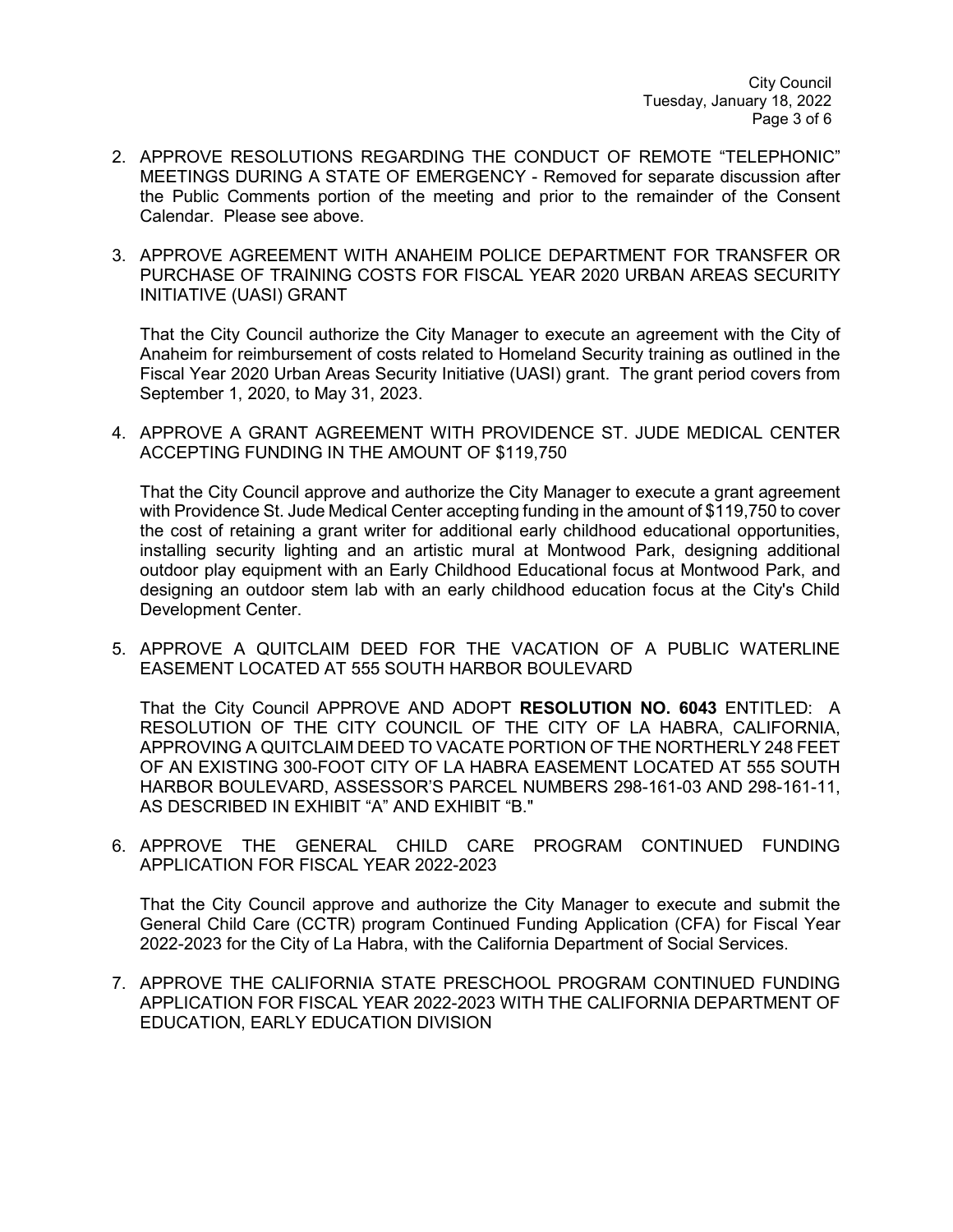2. APPROVE RESOLUTIONS REGARDING THE CONDUCT OF REMOTE "TELEPHONIC" MEETINGS DURING A STATE OF EMERGENCY - Removed for separate discussion after the Public Comments portion of the meeting and prior to the remainder of the Consent Calendar. Please see above.

3. APPROVE AGREEMENT WITH ANAHEIM POLICE DEPARTMENT FOR TRANSFER OR PURCHASE OF TRAINING COSTS FOR FISCAL YEAR 2020 URBAN AREAS SECURITY INITIATIVE (UASI) GRANT

   That the City Council authorize the City Manager to execute an agreement with the City of Anaheim for reimbursement of costs related to Homeland Security training as outlined in the Fiscal Year 2020 Urban Areas Security Initiative (UASI) grant. The grant period covers from September 1, 2020, to May 31, 2023.

4. APPROVE A GRANT AGREEMENT WITH PROVIDENCE ST. JUDE MEDICAL CENTER ACCEPTING FUNDING IN THE AMOUNT OF $119,750

   That the City Council approve and authorize the City Manager to execute a grant agreement with Providence St. Jude Medical Center accepting funding in the amount of $119,750 to cover the cost of retaining a grant writer for additional early childhood educational opportunities, installing security lighting and an artistic mural at Montwood Park, designing additional outdoor play equipment with an Early Childhood Educational focus at Montwood Park, and designing an outdoor stem lab with an early childhood education focus at the City's Child Development Center.

5. APPROVE A QUITCLAIM DEED FOR THE VACATION OF A PUBLIC WATERLINE EASEMENT LOCATED AT 555 SOUTH HARBOR BOULEVARD

   That the City Council APPROVE AND ADOPT **RESOLUTION NO. 6043** ENTITLED: A RESOLUTION OF THE CITY COUNCIL OF THE CITY OF LA HABRA, CALIFORNIA, APPROVING A QUITCLAIM DEED TO VACATE PORTION OF THE NORTHERLY 248 FEET OF AN EXISTING 300-FOOT CITY OF LA HABRA EASEMENT LOCATED AT 555 SOUTH HARBOR BOULEVARD, ASSESSOR'S PARCEL NUMBERS 298-161-03 AND 298-161-11, AS DESCRIBED IN EXHIBIT "A" AND EXHIBIT "B."

6. APPROVE THE GENERAL CHILD CARE PROGRAM CONTINUED FUNDING APPLICATION FOR FISCAL YEAR 2022-2023

   That the City Council approve and authorize the City Manager to execute and submit the General Child Care (CCTR) program Continued Funding Application (CFA) for Fiscal Year 2022-2023 for the City of La Habra, with the California Department of Social Services.

7. APPROVE THE CALIFORNIA STATE PRESCHOOL PROGRAM CONTINUED FUNDING APPLICATION FOR FISCAL YEAR 2022-2023 WITH THE CALIFORNIA DEPARTMENT OF EDUCATION, EARLY EDUCATION DIVISION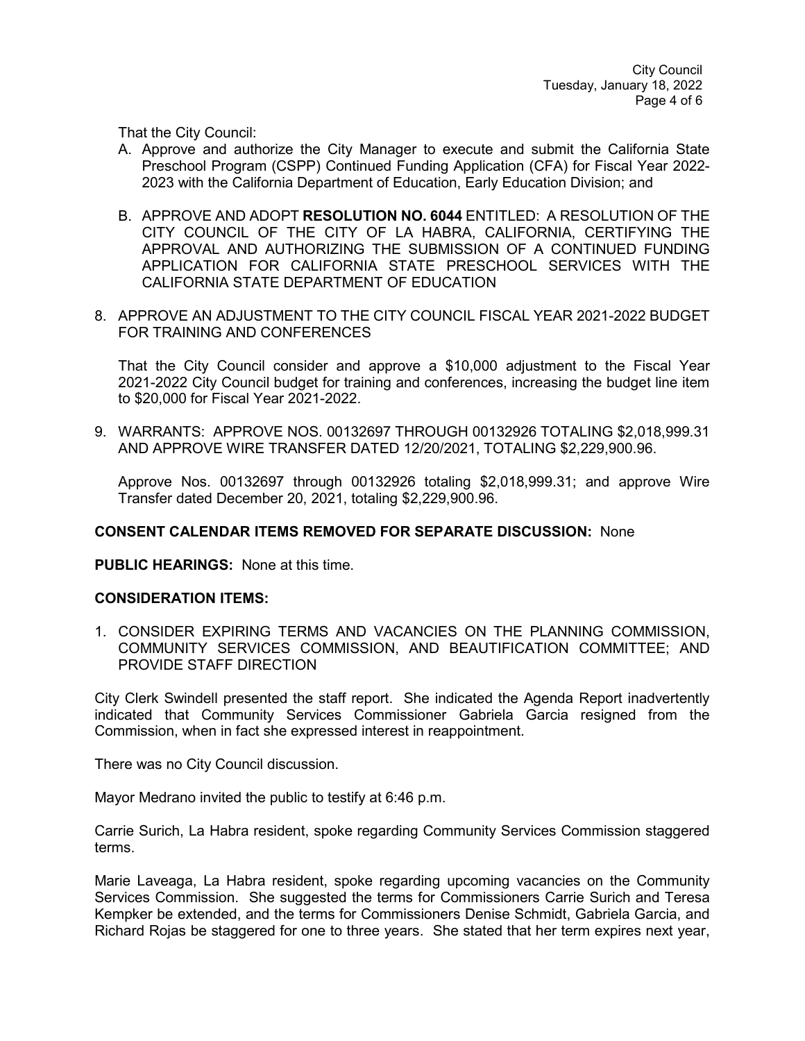That the City Council:

A. Approve and authorize the City Manager to execute and submit the California State Preschool Program (CSPP) Continued Funding Application (CFA) for Fiscal Year 2022-2023 with the California Department of Education, Early Education Division; and

B. APPROVE AND ADOPT **RESOLUTION NO. 6044** ENTITLED: A RESOLUTION OF THE CITY COUNCIL OF THE CITY OF LA HABRA, CALIFORNIA, CERTIFYING THE APPROVAL AND AUTHORIZING THE SUBMISSION OF A CONTINUED FUNDING APPLICATION FOR CALIFORNIA STATE PRESCHOOL SERVICES WITH THE CALIFORNIA STATE DEPARTMENT OF EDUCATION

8. APPROVE AN ADJUSTMENT TO THE CITY COUNCIL FISCAL YEAR 2021-2022 BUDGET FOR TRAINING AND CONFERENCES

   That the City Council consider and approve a $10,000 adjustment to the Fiscal Year 2021-2022 City Council budget for training and conferences, increasing the budget line item to $20,000 for Fiscal Year 2021-2022.

9. WARRANTS: APPROVE NOS. 00132697 THROUGH 00132926 TOTALING $2,018,999.31 AND APPROVE WIRE TRANSFER DATED 12/20/2021, TOTALING $2,229,900.96.

   Approve Nos. 00132697 through 00132926 totaling $2,018,999.31; and approve Wire Transfer dated December 20, 2021, totaling $2,229,900.96.

**CONSENT CALENDAR ITEMS REMOVED FOR SEPARATE DISCUSSION:** None

**PUBLIC HEARINGS:** None at this time.

**CONSIDERATION ITEMS:**

1. CONSIDER EXPIRING TERMS AND VACANCIES ON THE PLANNING COMMISSION, COMMUNITY SERVICES COMMISSION, AND BEAUTIFICATION COMMITTEE; AND PROVIDE STAFF DIRECTION

City Clerk Swindell presented the staff report. She indicated the Agenda Report inadvertently indicated that Community Services Commissioner Gabriela Garcia resigned from the Commission, when in fact she expressed interest in reappointment.

There was no City Council discussion.

Mayor Medrano invited the public to testify at 6:46 p.m.

Carrie Surich, La Habra resident, spoke regarding Community Services Commission staggered terms.

Marie Laveaga, La Habra resident, spoke regarding upcoming vacancies on the Community Services Commission. She suggested the terms for Commissioners Carrie Surich and Teresa Kempker be extended, and the terms for Commissioners Denise Schmidt, Gabriela Garcia, and Richard Rojas be staggered for one to three years. She stated that her term expires next year,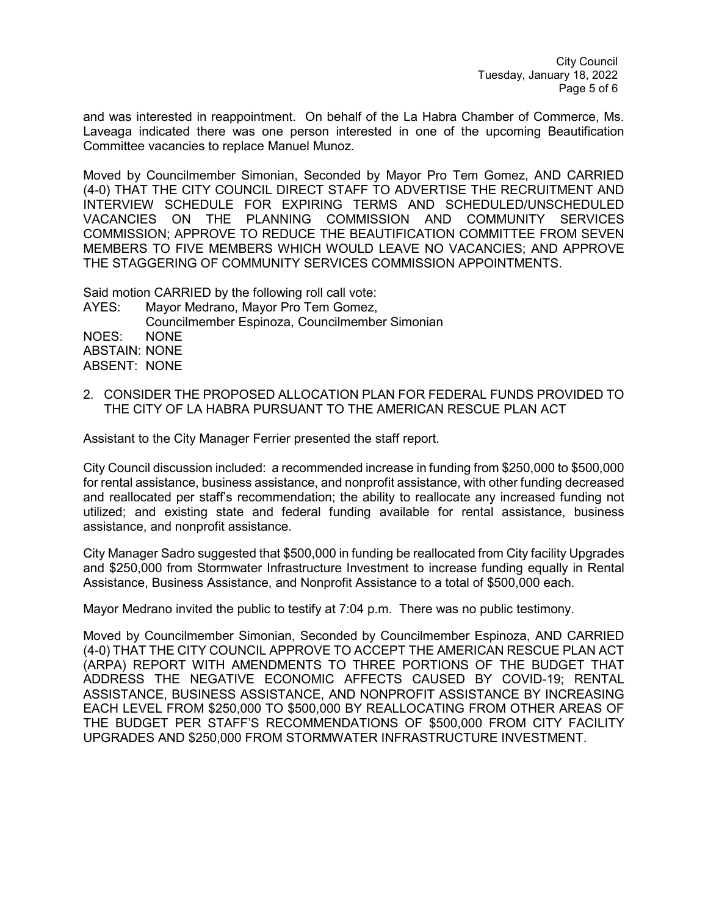and was interested in reappointment. On behalf of the La Habra Chamber of Commerce, Ms. Laveaga indicated there was one person interested in one of the upcoming Beautification Committee vacancies to replace Manuel Munoz.

Moved by Councilmember Simonian, Seconded by Mayor Pro Tem Gomez, AND CARRIED (4-0) THAT THE CITY COUNCIL DIRECT STAFF TO ADVERTISE THE RECRUITMENT AND INTERVIEW SCHEDULE FOR EXPIRING TERMS AND SCHEDULED/UNSCHEDULED VACANCIES ON THE PLANNING COMMISSION AND COMMUNITY SERVICES COMMISSION; APPROVE TO REDUCE THE BEAUTIFICATION COMMITTEE FROM SEVEN MEMBERS TO FIVE MEMBERS WHICH WOULD LEAVE NO VACANCIES; AND APPROVE THE STAGGERING OF COMMUNITY SERVICES COMMISSION APPOINTMENTS.

Said motion CARRIED by the following roll call vote:
AYES: Mayor Medrano, Mayor Pro Tem Gomez, Councilmember Espinoza, Councilmember Simonian
NOES: NONE
ABSTAIN: NONE
ABSENT: NONE

2. CONSIDER THE PROPOSED ALLOCATION PLAN FOR FEDERAL FUNDS PROVIDED TO THE CITY OF LA HABRA PURSUANT TO THE AMERICAN RESCUE PLAN ACT

Assistant to the City Manager Ferrier presented the staff report.

City Council discussion included: a recommended increase in funding from $250,000 to $500,000 for rental assistance, business assistance, and nonprofit assistance, with other funding decreased and reallocated per staff's recommendation; the ability to reallocate any increased funding not utilized; and existing state and federal funding available for rental assistance, business assistance, and nonprofit assistance.

City Manager Sadro suggested that $500,000 in funding be reallocated from City facility Upgrades and $250,000 from Stormwater Infrastructure Investment to increase funding equally in Rental Assistance, Business Assistance, and Nonprofit Assistance to a total of $500,000 each.

Mayor Medrano invited the public to testify at 7:04 p.m. There was no public testimony.

Moved by Councilmember Simonian, Seconded by Councilmember Espinoza, AND CARRIED (4-0) THAT THE CITY COUNCIL APPROVE TO ACCEPT THE AMERICAN RESCUE PLAN ACT (ARPA) REPORT WITH AMENDMENTS TO THREE PORTIONS OF THE BUDGET THAT ADDRESS THE NEGATIVE ECONOMIC AFFECTS CAUSED BY COVID-19; RENTAL ASSISTANCE, BUSINESS ASSISTANCE, AND NONPROFIT ASSISTANCE BY INCREASING EACH LEVEL FROM $250,000 TO $500,000 BY REALLOCATING FROM OTHER AREAS OF THE BUDGET PER STAFF'S RECOMMENDATIONS OF $500,000 FROM CITY FACILITY UPGRADES AND $250,000 FROM STORMWATER INFRASTRUCTURE INVESTMENT.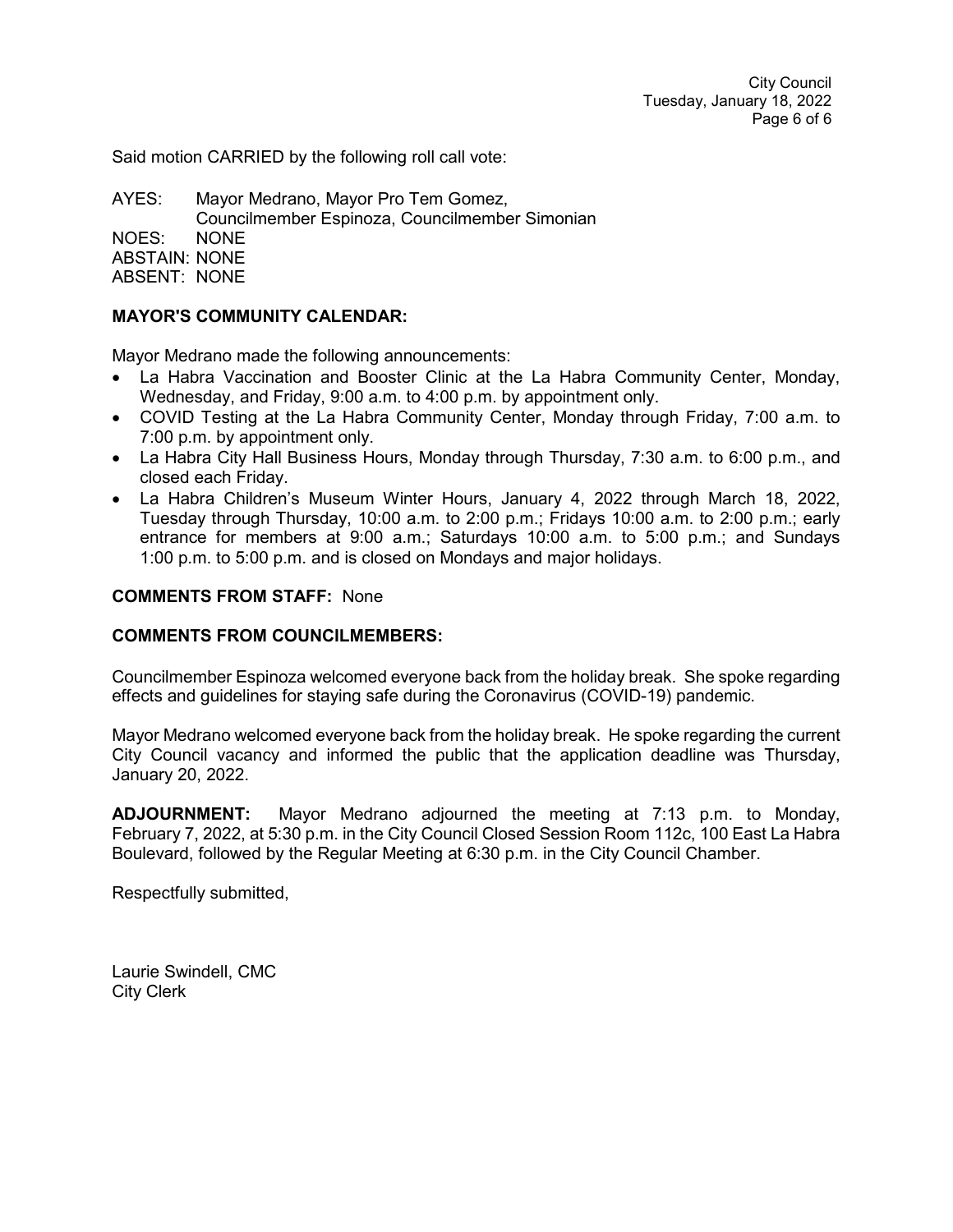Said motion CARRIED by the following roll call vote:

AYES: Mayor Medrano, Mayor Pro Tem Gomez, Councilmember Espinoza, Councilmember Simonian
NOES: NONE
ABSTAIN: NONE
ABSENT: NONE

**MAYOR'S COMMUNITY CALENDAR:**

Mayor Medrano made the following announcements:

- La Habra Vaccination and Booster Clinic at the La Habra Community Center, Monday, Wednesday, and Friday, 9:00 a.m. to 4:00 p.m. by appointment only.
- COVID Testing at the La Habra Community Center, Monday through Friday, 7:00 a.m. to 7:00 p.m. by appointment only.
- La Habra City Hall Business Hours, Monday through Thursday, 7:30 a.m. to 6:00 p.m., and closed each Friday.
- La Habra Children's Museum Winter Hours, January 4, 2022 through March 18, 2022, Tuesday through Thursday, 10:00 a.m. to 2:00 p.m.; Fridays 10:00 a.m. to 2:00 p.m.; early entrance for members at 9:00 a.m.; Saturdays 10:00 a.m. to 5:00 p.m.; and Sundays 1:00 p.m. to 5:00 p.m. and is closed on Mondays and major holidays.

**COMMENTS FROM STAFF:** None

**COMMENTS FROM COUNCILMEMBERS:**

Councilmember Espinoza welcomed everyone back from the holiday break. She spoke regarding effects and guidelines for staying safe during the Coronavirus (COVID-19) pandemic.

Mayor Medrano welcomed everyone back from the holiday break. He spoke regarding the current City Council vacancy and informed the public that the application deadline was Thursday, January 20, 2022.

**ADJOURNMENT:** Mayor Medrano adjourned the meeting at 7:13 p.m. to Monday, February 7, 2022, at 5:30 p.m. in the City Council Closed Session Room 112c, 100 East La Habra Boulevard, followed by the Regular Meeting at 6:30 p.m. in the City Council Chamber.

Respectfully submitted,

Laurie Swindell, CMC
City Clerk